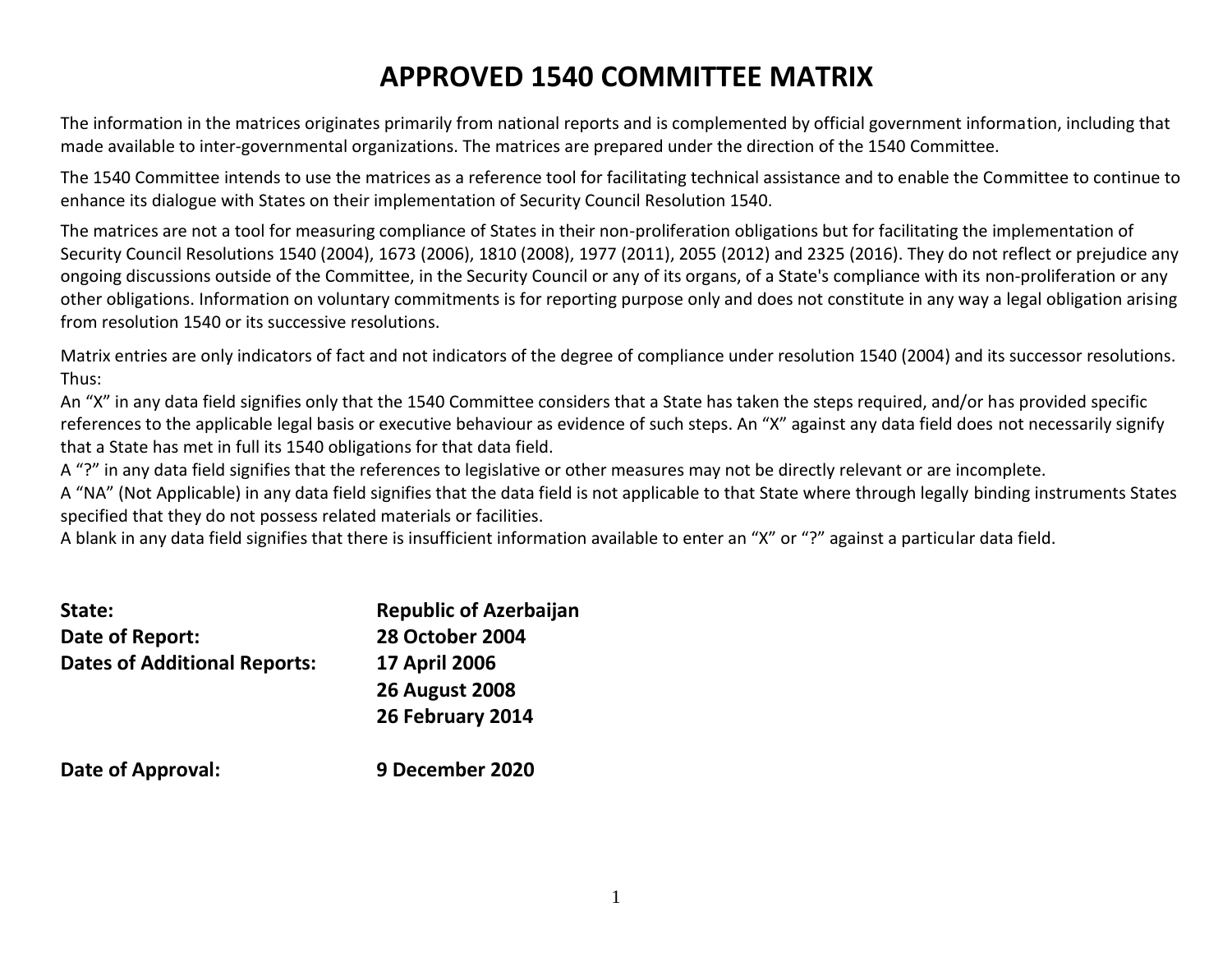# APPROVED 1540 COMMITTEE MATRIX

The information in the matrices originates primarily from national reports and is complemented by official government information, including that made available to inter-governmental organizations. The matrices are prepared under the direction of the 1540 Committee.

The 1540 Committee intends to use the matrices as a reference tool for facilitating technical assistance and to enable the Committee to continue to enhance its dialogue with States on their implementation of Security Council Resolution 1540.

The matrices are not a tool for measuring compliance of States in their non-proliferation obligations but for facilitating the implementation of Security Council Resolutions 1540 (2004), 1673 (2006), 1810 (2008), 1977 (2011), 2055 (2012) and 2325 (2016). They do not reflect or prejudice any ongoing discussions outside of the Committee, in the Security Council or any of its organs, of a State's compliance with its non-proliferation or any other obligations. Information on voluntary commitments is for reporting purpose only and does not constitute in any way a legal obligation arising from resolution 1540 or its successive resolutions.

Matrix entries are only indicators of fact and not indicators of the degree of compliance under resolution 1540 (2004) and its successor resolutions. Thus:

An "X" in any data field signifies only that the 1540 Committee considers that a State has taken the steps required, and/or has provided specific references to the applicable legal basis or executive behaviour as evidence of such steps. An "X" against any data field does not necessarily signify that a State has met in full its 1540 obligations for that data field.

A "?" in any data field signifies that the references to legislative or other measures may not be directly relevant or are incomplete.

A "NA" (Not Applicable) in any data field signifies that the data field is not applicable to that State where through legally binding instruments States specified that they do not possess related materials or facilities.

A blank in any data field signifies that there is insufficient information available to enter an "X" or "?" against a particular data field.

**State:** **Republic of Azerbaijan**

**Date of Report:** **28 October 2004**

**Dates of Additional Reports:** **17 April 2006**
**26 August 2008**
**26 February 2014**

**Date of Approval:** **9 December 2020**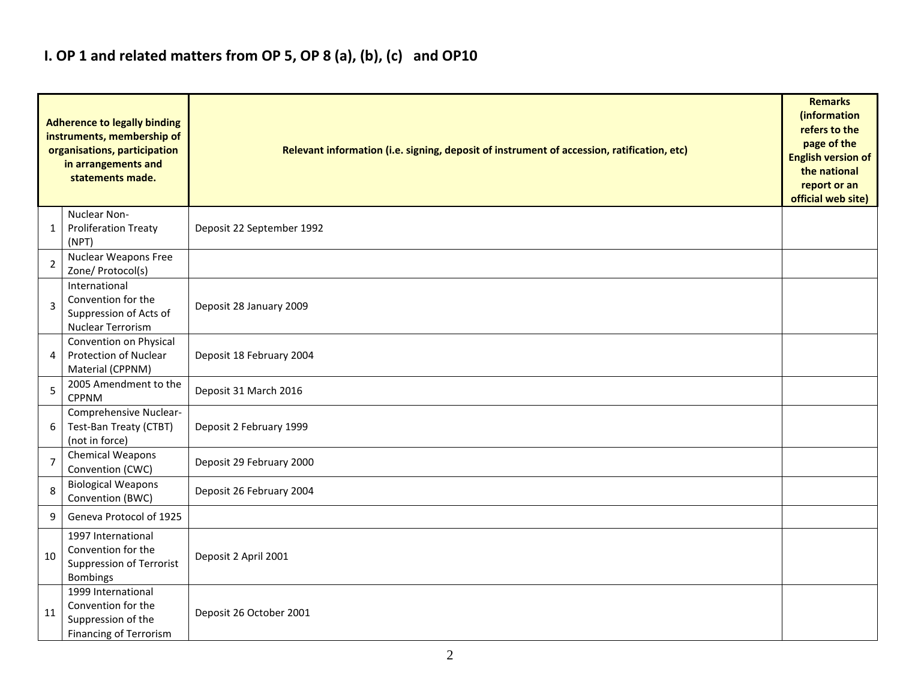## I. OP 1 and related matters from OP 5, OP 8 (a), (b), (c) and OP10

| | Adherence to legally binding instruments, membership of organisations, participation in arrangements and statements made. | Relevant information (i.e. signing, deposit of instrument of accession, ratification, etc) | Remarks (information refers to the page of the English version of the national report or an official web site) |
|---|---|---|---|
| 1 | Nuclear Non-Proliferation Treaty (NPT) | Deposit 22 September 1992 | |
| 2 | Nuclear Weapons Free Zone/ Protocol(s) | | |
| 3 | International Convention for the Suppression of Acts of Nuclear Terrorism | Deposit 28 January 2009 | |
| 4 | Convention on Physical Protection of Nuclear Material (CPPNM) | Deposit 18 February 2004 | |
| 5 | 2005 Amendment to the CPPNM | Deposit 31 March 2016 | |
| 6 | Comprehensive Nuclear-Test-Ban Treaty (CTBT) (not in force) | Deposit 2 February 1999 | |
| 7 | Chemical Weapons Convention (CWC) | Deposit 29 February 2000 | |
| 8 | Biological Weapons Convention (BWC) | Deposit 26 February 2004 | |
| 9 | Geneva Protocol of 1925 | | |
| 10 | 1997 International Convention for the Suppression of Terrorist Bombings | Deposit 2 April 2001 | |
| 11 | 1999 International Convention for the Suppression of the Financing of Terrorism | Deposit 26 October 2001 | |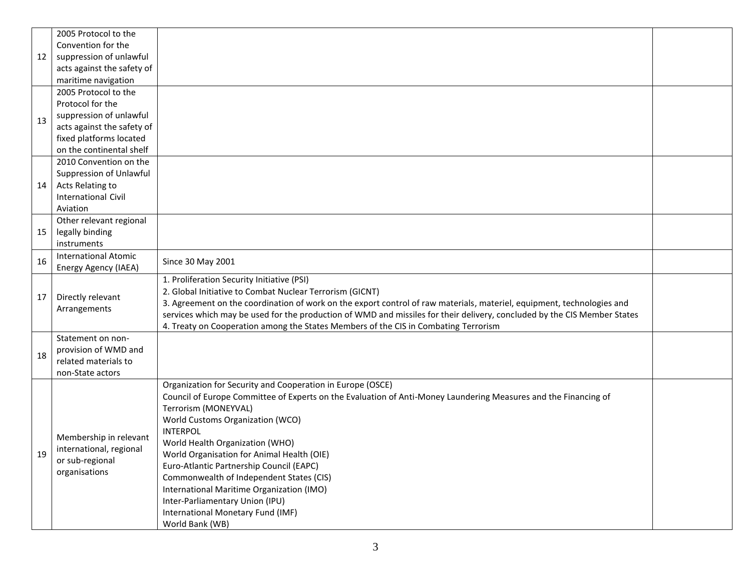| | | | |
|---|---|---|---|
| 12 | 2005 Protocol to the Convention for the suppression of unlawful acts against the safety of maritime navigation | | |
| 13 | 2005 Protocol to the Protocol for the suppression of unlawful acts against the safety of fixed platforms located on the continental shelf | | |
| 14 | 2010 Convention on the Suppression of Unlawful Acts Relating to International Civil Aviation | | |
| 15 | Other relevant regional legally binding instruments | | |
| 16 | International Atomic Energy Agency (IAEA) | Since 30 May 2001 | |
| 17 | Directly relevant Arrangements | 1. Proliferation Security Initiative (PSI)<br>2. Global Initiative to Combat Nuclear Terrorism (GICNT)<br>3. Agreement on the coordination of work on the export control of raw materials, materiel, equipment, technologies and services which may be used for the production of WMD and missiles for their delivery, concluded by the CIS Member States<br>4. Treaty on Cooperation among the States Members of the CIS in Combating Terrorism | |
| 18 | Statement on non-provision of WMD and related materials to non-State actors | | |
| 19 | Membership in relevant international, regional or sub-regional organisations | Organization for Security and Cooperation in Europe (OSCE)<br>Council of Europe Committee of Experts on the Evaluation of Anti-Money Laundering Measures and the Financing of Terrorism (MONEYVAL)<br>World Customs Organization (WCO)<br>INTERPOL<br>World Health Organization (WHO)<br>World Organisation for Animal Health (OIE)<br>Euro-Atlantic Partnership Council (EAPC)<br>Commonwealth of Independent States (CIS)<br>International Maritime Organization (IMO)<br>Inter-Parliamentary Union (IPU)<br>International Monetary Fund (IMF)<br>World Bank (WB) | |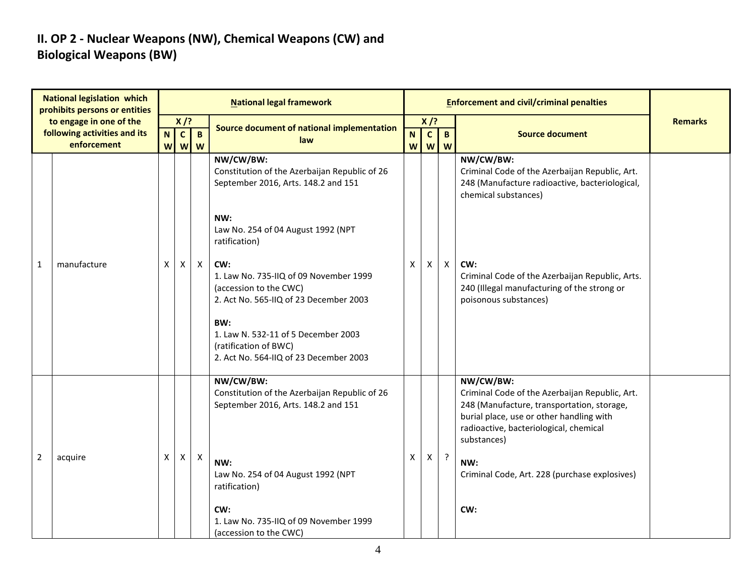## II. OP 2 - Nuclear Weapons (NW), Chemical Weapons (CW) and Biological Weapons (BW)

| National legislation which prohibits persons or entities to engage in one of the following activities and its enforcement | | National legal framework | | | | Enforcement and civil/criminal penalties | | | | Remarks |
|---|---|---|---|---|---|---|---|---|---|---|
| | | X /? | | | Source document of national implementation law | X /? | | | Source document | |
| | | NW | CW | BW | | NW | CW | BW | | |
| 1 | manufacture | X | X | X | **NW/CW/BW:**<br>Constitution of the Azerbaijan Republic of 26 September 2016, Arts. 148.2 and 151<br><br>**NW:**<br>Law No. 254 of 04 August 1992 (NPT ratification)<br><br>**CW:**<br>1. Law No. 735-IIQ of 09 November 1999 (accession to the CWC)<br>2. Act No. 565-IIQ of 23 December 2003<br><br>**BW:**<br>1. Law N. 532-11 of 5 December 2003 (ratification of BWC)<br>2. Act No. 564-IIQ of 23 December 2003 | X | X | X | **NW/CW/BW:**<br>Criminal Code of the Azerbaijan Republic, Art. 248 (Manufacture radioactive, bacteriological, chemical substances)<br><br>**CW:**<br>Criminal Code of the Azerbaijan Republic, Arts. 240 (Illegal manufacturing of the strong or poisonous substances) | |
| 2 | acquire | X | X | X | **NW/CW/BW:**<br>Constitution of the Azerbaijan Republic of 26 September 2016, Arts. 148.2 and 151<br><br>**NW:**<br>Law No. 254 of 04 August 1992 (NPT ratification)<br><br>**CW:**<br>1. Law No. 735-IIQ of 09 November 1999 (accession to the CWC) | X | X | ? | **NW/CW/BW:**<br>Criminal Code of the Azerbaijan Republic, Art. 248 (Manufacture, transportation, storage, burial place, use or other handling with radioactive, bacteriological, chemical substances)<br><br>**NW:**<br>Criminal Code, Art. 228 (purchase explosives)<br><br>**CW:** | |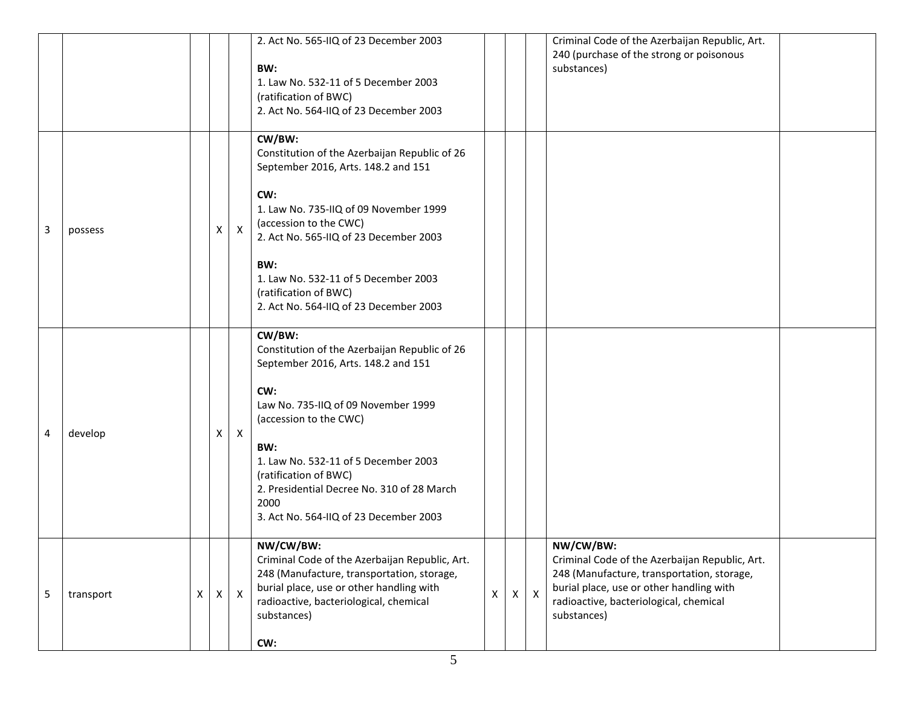| | | | | | | | | | | |
|---|---|---|---|---|---|---|---|---|---|---|
| | | | | | 2. Act No. 565-IIQ of 23 December 2003<br><br>**BW:**<br>1. Law No. 532-11 of 5 December 2003 (ratification of BWC)<br>2. Act No. 564-IIQ of 23 December 2003 | | | | Criminal Code of the Azerbaijan Republic, Art. 240 (purchase of the strong or poisonous substances) | |
| 3 | possess | | X | X | **CW/BW:**<br>Constitution of the Azerbaijan Republic of 26 September 2016, Arts. 148.2 and 151<br><br>**CW:**<br>1. Law No. 735-IIQ of 09 November 1999 (accession to the CWC)<br>2. Act No. 565-IIQ of 23 December 2003<br><br>**BW:**<br>1. Law No. 532-11 of 5 December 2003 (ratification of BWC)<br>2. Act No. 564-IIQ of 23 December 2003 | | | | | |
| 4 | develop | | X | X | **CW/BW:**<br>Constitution of the Azerbaijan Republic of 26 September 2016, Arts. 148.2 and 151<br><br>**CW:**<br>Law No. 735-IIQ of 09 November 1999 (accession to the CWC)<br><br>**BW:**<br>1. Law No. 532-11 of 5 December 2003 (ratification of BWC)<br>2. Presidential Decree No. 310 of 28 March 2000<br>3. Act No. 564-IIQ of 23 December 2003 | | | | | |
| 5 | transport | X | X | X | **NW/CW/BW:**<br>Criminal Code of the Azerbaijan Republic, Art. 248 (Manufacture, transportation, storage, burial place, use or other handling with radioactive, bacteriological, chemical substances)<br><br>**CW:** | X | X | X | **NW/CW/BW:**<br>Criminal Code of the Azerbaijan Republic, Art. 248 (Manufacture, transportation, storage, burial place, use or other handling with radioactive, bacteriological, chemical substances) | |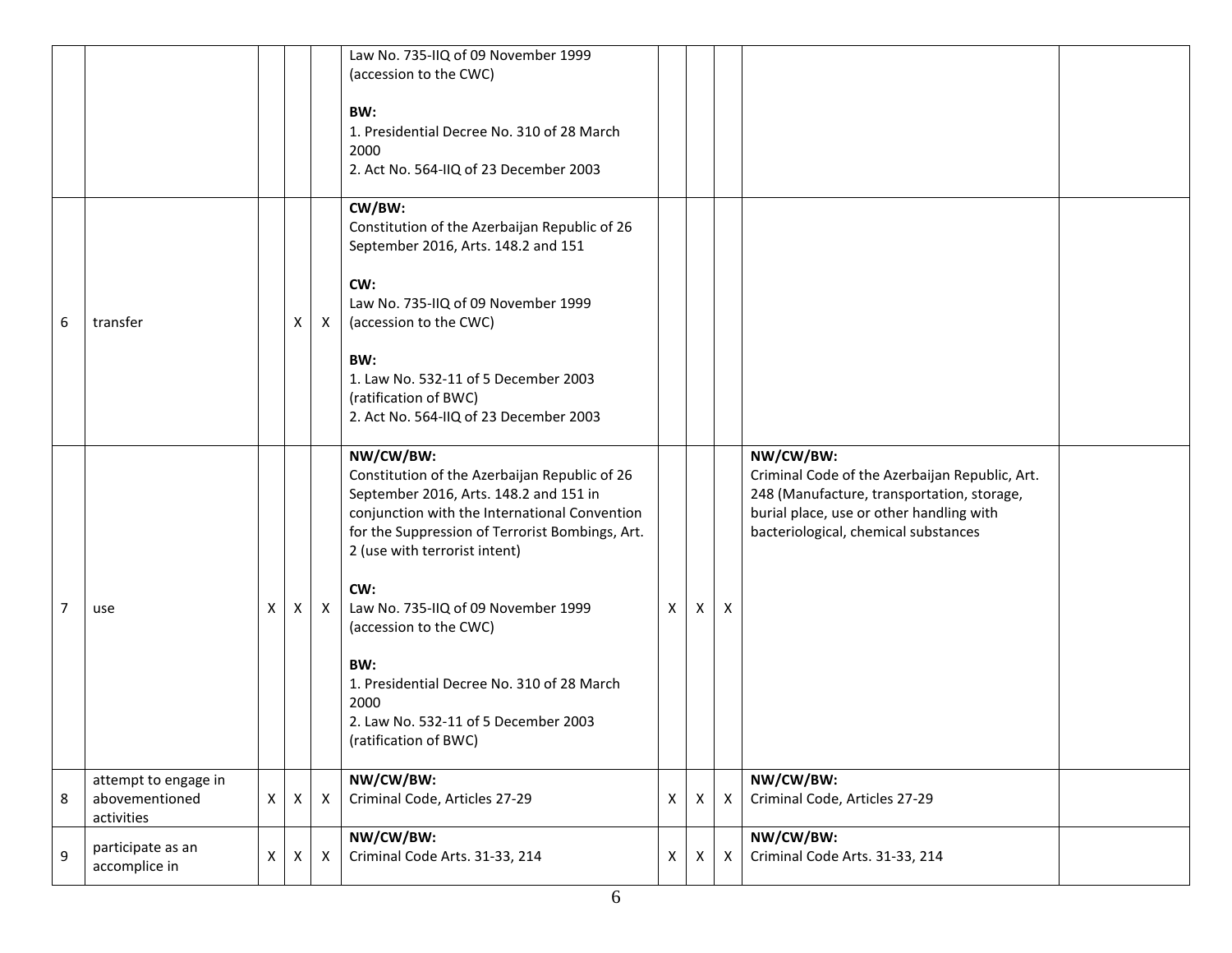| | | | | | | | | | | |
|---|---|---|---|---|---|---|---|---|---|---|
| | | | | | Law No. 735-IIQ of 09 November 1999 (accession to the CWC)<br><br>**BW:**<br>1. Presidential Decree No. 310 of 28 March 2000<br>2. Act No. 564-IIQ of 23 December 2003 | | | | | |
| 6 | transfer | | X | X | **CW/BW:**<br>Constitution of the Azerbaijan Republic of 26 September 2016, Arts. 148.2 and 151<br><br>**CW:**<br>Law No. 735-IIQ of 09 November 1999 (accession to the CWC)<br><br>**BW:**<br>1. Law No. 532-11 of 5 December 2003 (ratification of BWC)<br>2. Act No. 564-IIQ of 23 December 2003 | | | | | |
| 7 | use | X | X | X | **NW/CW/BW:**<br>Constitution of the Azerbaijan Republic of 26 September 2016, Arts. 148.2 and 151 in conjunction with the International Convention for the Suppression of Terrorist Bombings, Art. 2 (use with terrorist intent)<br><br>**CW:**<br>Law No. 735-IIQ of 09 November 1999 (accession to the CWC)<br><br>**BW:**<br>1. Presidential Decree No. 310 of 28 March 2000<br>2. Law No. 532-11 of 5 December 2003 (ratification of BWC) | X | X | X | **NW/CW/BW:**<br>Criminal Code of the Azerbaijan Republic, Art. 248 (Manufacture, transportation, storage, burial place, use or other handling with bacteriological, chemical substances | |
| 8 | attempt to engage in abovementioned activities | X | X | X | **NW/CW/BW:**<br>Criminal Code, Articles 27-29 | X | X | X | **NW/CW/BW:**<br>Criminal Code, Articles 27-29 | |
| 9 | participate as an accomplice in | X | X | X | **NW/CW/BW:**<br>Criminal Code Arts. 31-33, 214 | X | X | X | **NW/CW/BW:**<br>Criminal Code Arts. 31-33, 214 | |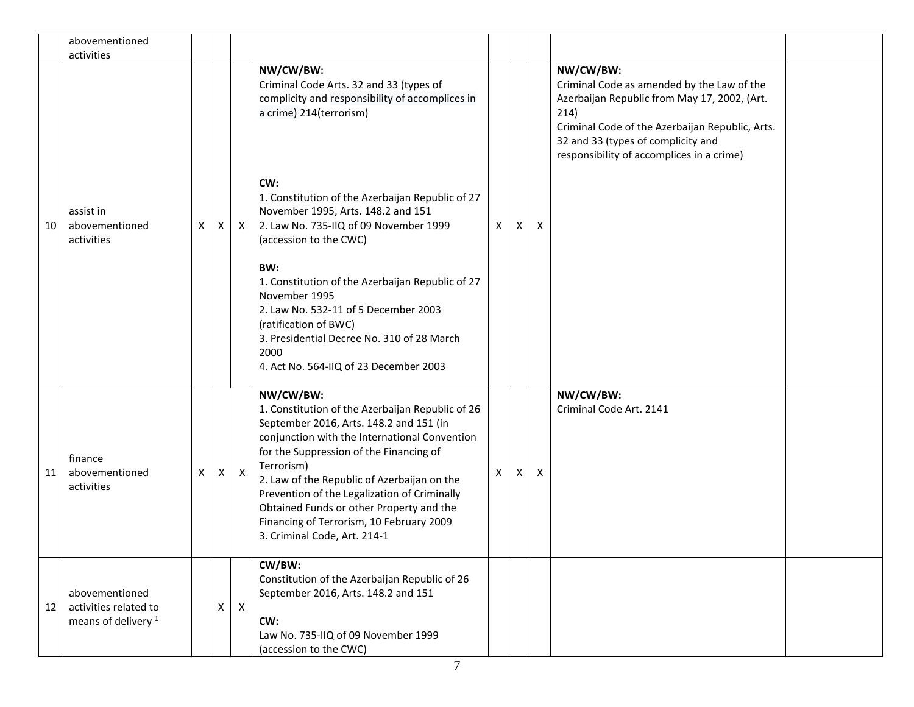| | | | | | | | | | | |
|---|---|---|---|---|---|---|---|---|---|---|
| | abovementioned activities | | | | | | | | | |
| 10 | assist in abovementioned activities | X | X | X | **NW/CW/BW:**<br>Criminal Code Arts. 32 and 33 (types of complicity and responsibility of accomplices in a crime) 214(terrorism)<br><br>**CW:**<br>1. Constitution of the Azerbaijan Republic of 27 November 1995, Arts. 148.2 and 151<br>2. Law No. 735-IIQ of 09 November 1999 (accession to the CWC)<br><br>**BW:**<br>1. Constitution of the Azerbaijan Republic of 27 November 1995<br>2. Law No. 532-11 of 5 December 2003 (ratification of BWC)<br>3. Presidential Decree No. 310 of 28 March 2000<br>4. Act No. 564-IIQ of 23 December 2003 | X | X | X | **NW/CW/BW:**<br>Criminal Code as amended by the Law of the Azerbaijan Republic from May 17, 2002, (Art. 214)<br>Criminal Code of the Azerbaijan Republic, Arts. 32 and 33 (types of complicity and responsibility of accomplices in a crime) | |
| 11 | finance abovementioned activities | X | X | X | **NW/CW/BW:**<br>1. Constitution of the Azerbaijan Republic of 26 September 2016, Arts. 148.2 and 151 (in conjunction with the International Convention for the Suppression of the Financing of Terrorism)<br>2. Law of the Republic of Azerbaijan on the Prevention of the Legalization of Criminally Obtained Funds or other Property and the Financing of Terrorism, 10 February 2009<br>3. Criminal Code, Art. 214-1 | X | X | X | **NW/CW/BW:**<br>Criminal Code Art. 2141 | |
| 12 | abovementioned activities related to means of delivery [1] | | X | X | **CW/BW:**<br>Constitution of the Azerbaijan Republic of 26 September 2016, Arts. 148.2 and 151<br><br>**CW:**<br>Law No. 735-IIQ of 09 November 1999 (accession to the CWC) | | | | | |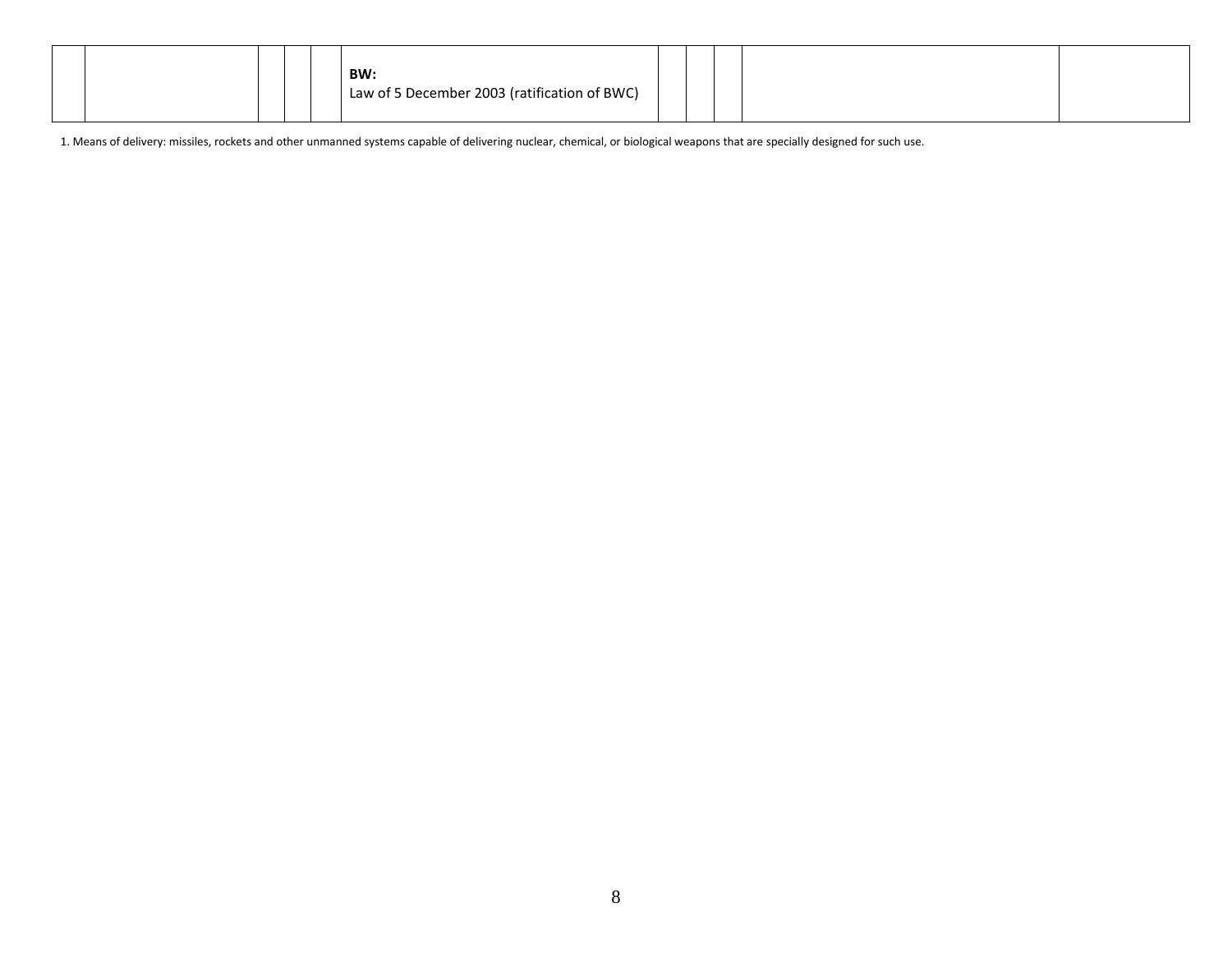| | | | | | | | | | | |
|---|---|---|---|---|---|---|---|---|---|---|
| | | | | | **BW:**<br>Law of 5 December 2003 (ratification of BWC) | | | | | |

1. Means of delivery: missiles, rockets and other unmanned systems capable of delivering nuclear, chemical, or biological weapons that are specially designed for such use.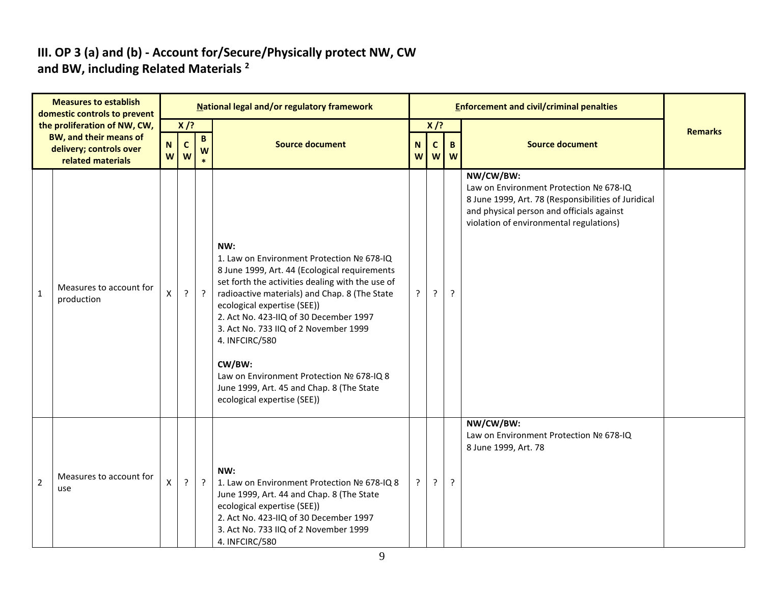## III. OP 3 (a) and (b) - Account for/Secure/Physically protect NW, CW and BW, including Related Materials [2]

| Measures to establish domestic controls to prevent the proliferation of NW, CW, BW, and their means of delivery; controls over related materials | | National legal and/or regulatory framework | | | | Enforcement and civil/criminal penalties | | | | Remarks |
|---|---|---|---|---|---|---|---|---|---|---|
| | | X /? | | | Source document | X /? | | | Source document | |
| | | NW | CW | BW* | | NW | CW | BW | | |
| 1 | Measures to account for production | X | ? | ? | **NW:**<br>1. Law on Environment Protection № 678-IQ 8 June 1999, Art. 44 (Ecological requirements set forth the activities dealing with the use of radioactive materials) and Chap. 8 (The State ecological expertise (SEE))<br>2. Act No. 423-IIQ of 30 December 1997<br>3. Act No. 733 IIQ of 2 November 1999<br>4. INFCIRC/580<br><br>**CW/BW:**<br>Law on Environment Protection № 678-IQ 8 June 1999, Art. 45 and Chap. 8 (The State ecological expertise (SEE)) | ? | ? | ? | **NW/CW/BW:**<br>Law on Environment Protection № 678-IQ 8 June 1999, Art. 78 (Responsibilities of Juridical and physical person and officials against violation of environmental regulations) | |
| 2 | Measures to account for use | X | ? | ? | **NW:**<br>1. Law on Environment Protection № 678-IQ 8 June 1999, Art. 44 and Chap. 8 (The State ecological expertise (SEE))<br>2. Act No. 423-IIQ of 30 December 1997<br>3. Act No. 733 IIQ of 2 November 1999<br>4. INFCIRC/580 | ? | ? | ? | **NW/CW/BW:**<br>Law on Environment Protection № 678-IQ 8 June 1999, Art. 78 | |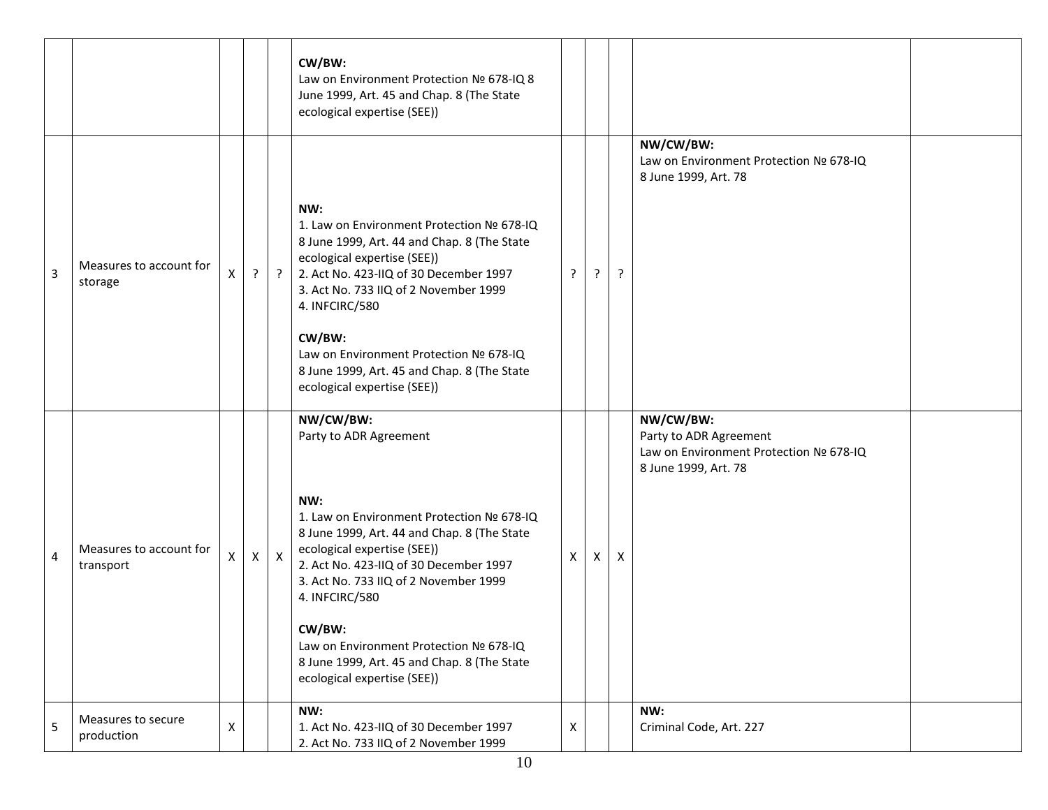| | | | | | | | | | | |
|---|---|---|---|---|---|---|---|---|---|---|
| | | | | | **CW/BW:**<br>Law on Environment Protection № 678-IQ 8 June 1999, Art. 45 and Chap. 8 (The State ecological expertise (SEE)) | | | | | |
| 3 | Measures to account for storage | X | ? | ? | **NW:**<br>1. Law on Environment Protection № 678-IQ 8 June 1999, Art. 44 and Chap. 8 (The State ecological expertise (SEE))<br>2. Act No. 423-IIQ of 30 December 1997<br>3. Act No. 733 IIQ of 2 November 1999<br>4. INFCIRC/580<br><br>**CW/BW:**<br>Law on Environment Protection № 678-IQ 8 June 1999, Art. 45 and Chap. 8 (The State ecological expertise (SEE)) | ? | ? | ? | **NW/CW/BW:**<br>Law on Environment Protection № 678-IQ 8 June 1999, Art. 78 | |
| 4 | Measures to account for transport | X | X | X | **NW/CW/BW:**<br>Party to ADR Agreement<br><br>**NW:**<br>1. Law on Environment Protection № 678-IQ 8 June 1999, Art. 44 and Chap. 8 (The State ecological expertise (SEE))<br>2. Act No. 423-IIQ of 30 December 1997<br>3. Act No. 733 IIQ of 2 November 1999<br>4. INFCIRC/580<br><br>**CW/BW:**<br>Law on Environment Protection № 678-IQ 8 June 1999, Art. 45 and Chap. 8 (The State ecological expertise (SEE)) | X | X | X | **NW/CW/BW:**<br>Party to ADR Agreement<br>Law on Environment Protection № 678-IQ 8 June 1999, Art. 78 | |
| 5 | Measures to secure production | X | | | **NW:**<br>1. Act No. 423-IIQ of 30 December 1997<br>2. Act No. 733 IIQ of 2 November 1999 | X | | | **NW:**<br>Criminal Code, Art. 227 | |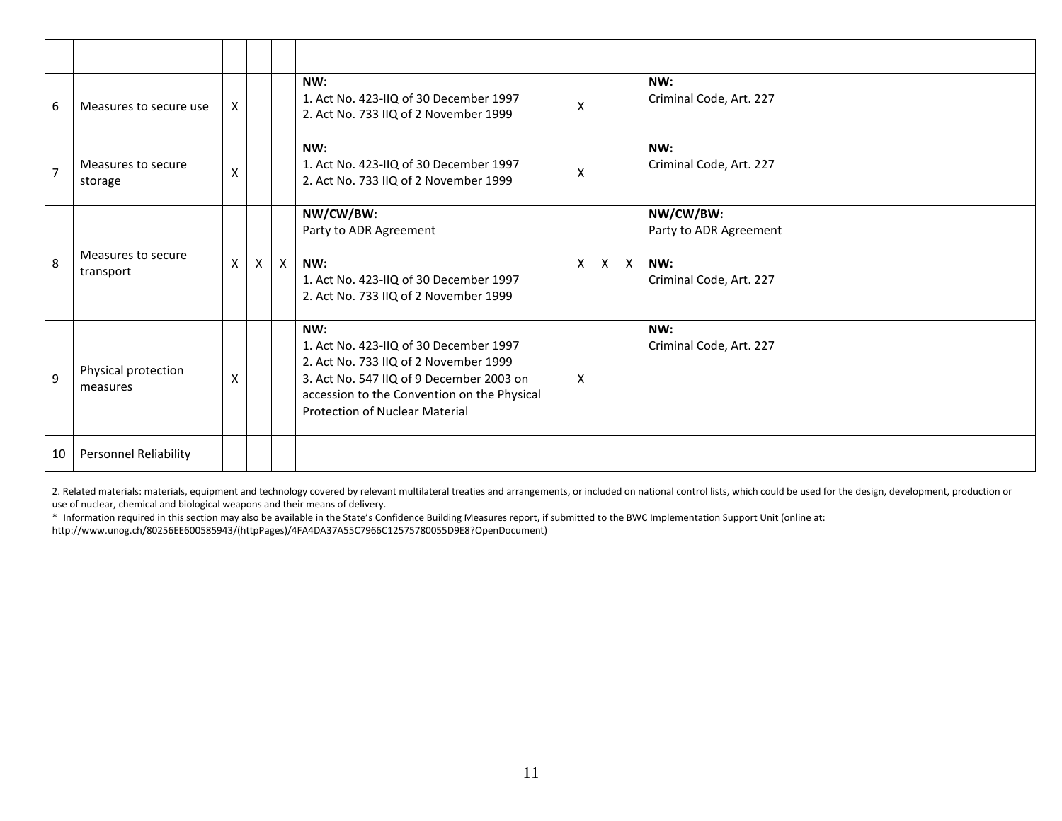| | | | | | | | | | | |
|---|---|---|---|---|---|---|---|---|---|---|
| 6 | Measures to secure use | X | | | **NW:**<br>1. Act No. 423-IIQ of 30 December 1997<br>2. Act No. 733 IIQ of 2 November 1999 | X | | | **NW:**<br>Criminal Code, Art. 227 | |
| 7 | Measures to secure storage | X | | | **NW:**<br>1. Act No. 423-IIQ of 30 December 1997<br>2. Act No. 733 IIQ of 2 November 1999 | X | | | **NW:**<br>Criminal Code, Art. 227 | |
| 8 | Measures to secure transport | X | X | X | **NW/CW/BW:**<br>Party to ADR Agreement<br><br>**NW:**<br>1. Act No. 423-IIQ of 30 December 1997<br>2. Act No. 733 IIQ of 2 November 1999 | X | X | X | **NW/CW/BW:**<br>Party to ADR Agreement<br><br>**NW:**<br>Criminal Code, Art. 227 | |
| 9 | Physical protection measures | X | | | **NW:**<br>1. Act No. 423-IIQ of 30 December 1997<br>2. Act No. 733 IIQ of 2 November 1999<br>3. Act No. 547 IIQ of 9 December 2003 on accession to the Convention on the Physical Protection of Nuclear Material | X | | | **NW:**<br>Criminal Code, Art. 227 | |
| 10 | Personnel Reliability | | | | | | | | | |

2. Related materials: materials, equipment and technology covered by relevant multilateral treaties and arrangements, or included on national control lists, which could be used for the design, development, production or use of nuclear, chemical and biological weapons and their means of delivery.

* Information required in this section may also be available in the State's Confidence Building Measures report, if submitted to the BWC Implementation Support Unit (online at: http://www.unog.ch/80256EE600585943/(httpPages)/4FA4DA37A55C7966C12575780055D9E8?OpenDocument)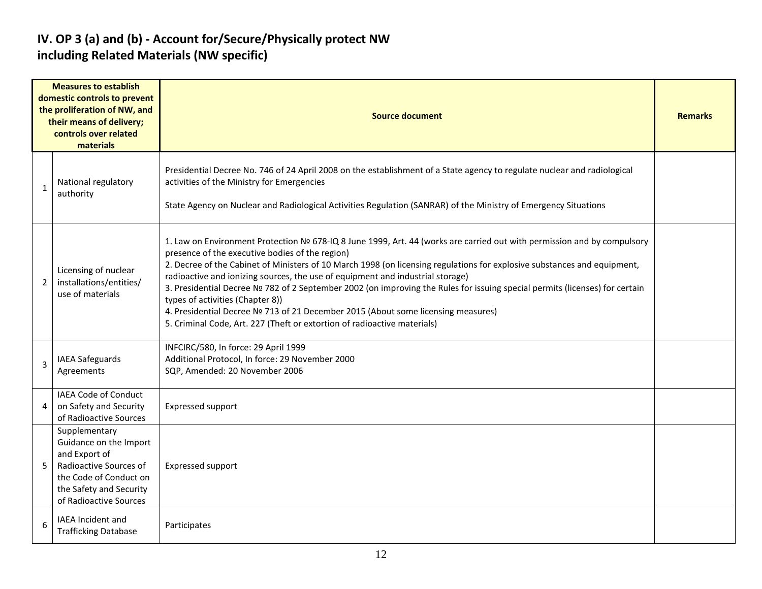## IV. OP 3 (a) and (b) - Account for/Secure/Physically protect NW including Related Materials (NW specific)

| | Measures to establish domestic controls to prevent the proliferation of NW, and their means of delivery; controls over related materials | Source document | Remarks |
|---|---|---|---|
| 1 | National regulatory authority | Presidential Decree No. 746 of 24 April 2008 on the establishment of a State agency to regulate nuclear and radiological activities of the Ministry for Emergencies<br><br>State Agency on Nuclear and Radiological Activities Regulation (SANRAR) of the Ministry of Emergency Situations | |
| 2 | Licensing of nuclear installations/entities/ use of materials | 1. Law on Environment Protection № 678-IQ 8 June 1999, Art. 44 (works are carried out with permission and by compulsory presence of the executive bodies of the region)<br>2. Decree of the Cabinet of Ministers of 10 March 1998 (on licensing regulations for explosive substances and equipment, radioactive and ionizing sources, the use of equipment and industrial storage)<br>3. Presidential Decree № 782 of 2 September 2002 (on improving the Rules for issuing special permits (licenses) for certain types of activities (Chapter 8))<br>4. Presidential Decree № 713 of 21 December 2015 (About some licensing measures)<br>5. Criminal Code, Art. 227 (Theft or extortion of radioactive materials) | |
| 3 | IAEA Safeguards Agreements | INFCIRC/580, In force: 29 April 1999<br>Additional Protocol, In force: 29 November 2000<br>SQP, Amended: 20 November 2006 | |
| 4 | IAEA Code of Conduct on Safety and Security of Radioactive Sources | Expressed support | |
| 5 | Supplementary Guidance on the Import and Export of Radioactive Sources of the Code of Conduct on the Safety and Security of Radioactive Sources | Expressed support | |
| 6 | IAEA Incident and Trafficking Database | Participates | |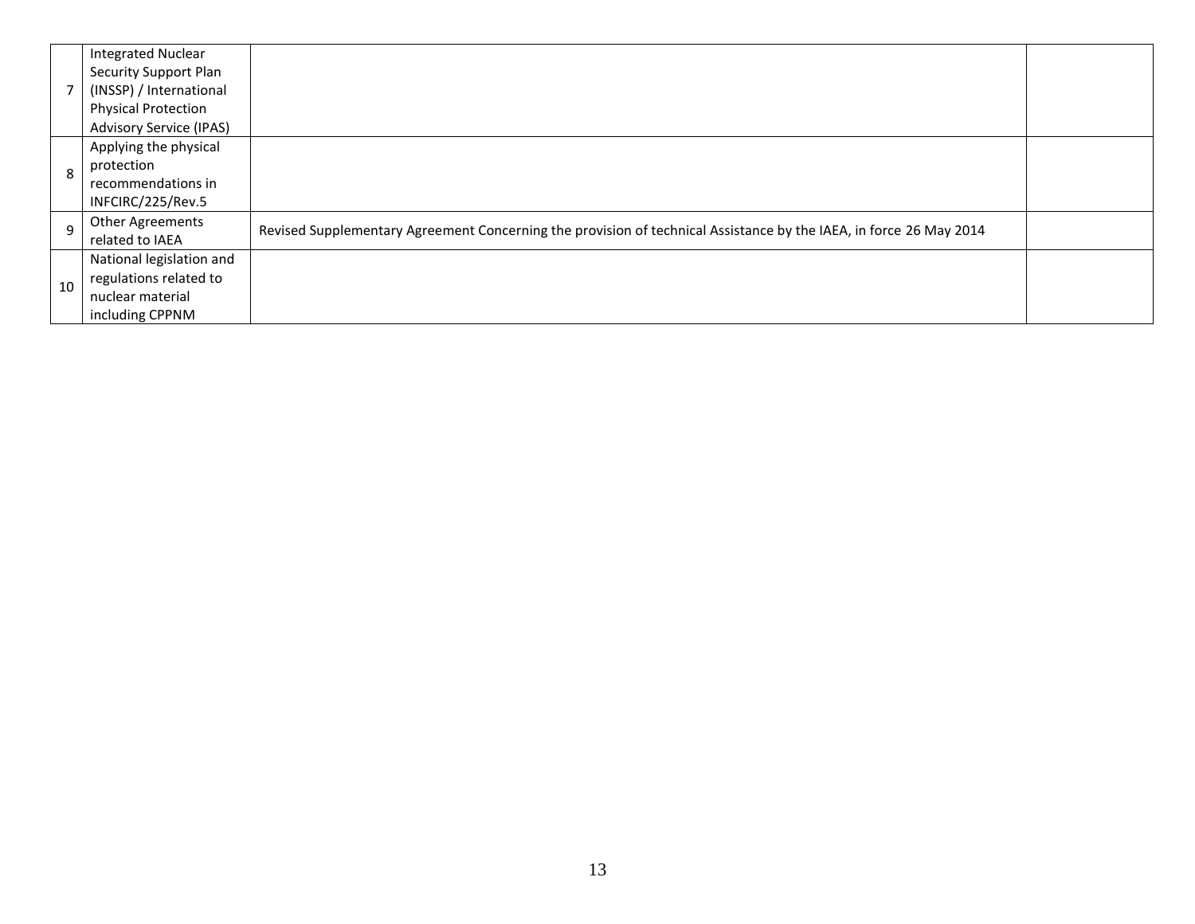| | | | |
|---|---|---|---|
| 7 | Integrated Nuclear Security Support Plan (INSSP) / International Physical Protection Advisory Service (IPAS) | | |
| 8 | Applying the physical protection recommendations in INFCIRC/225/Rev.5 | | |
| 9 | Other Agreements related to IAEA | Revised Supplementary Agreement Concerning the provision of technical Assistance by the IAEA, in force 26 May 2014 | |
| 10 | National legislation and regulations related to nuclear material including CPPNM | | |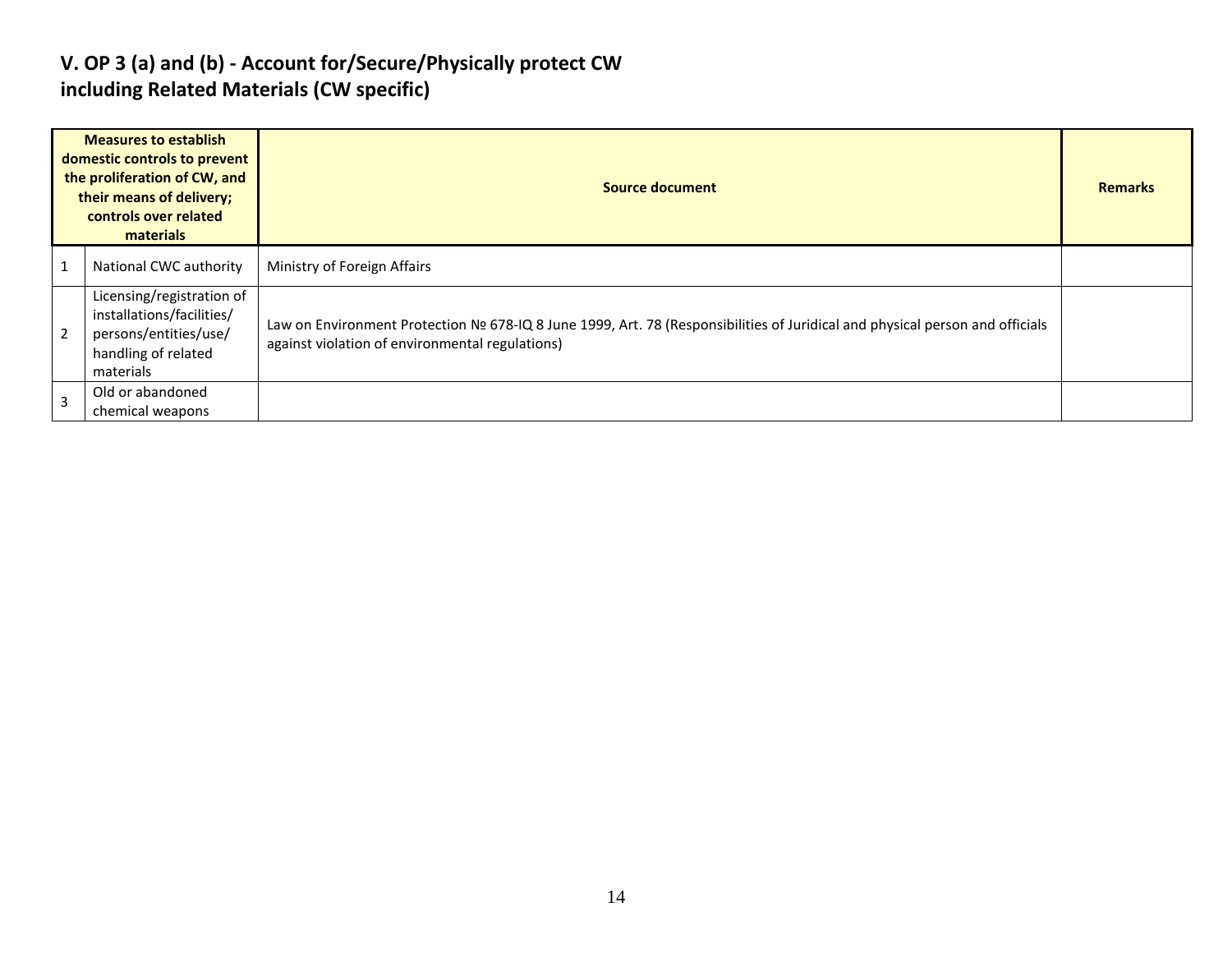## V. OP 3 (a) and (b) - Account for/Secure/Physically protect CW including Related Materials (CW specific)

| | Measures to establish domestic controls to prevent the proliferation of CW, and their means of delivery; controls over related materials | Source document | Remarks |
|---|---|---|---|
| 1 | National CWC authority | Ministry of Foreign Affairs | |
| 2 | Licensing/registration of installations/facilities/ persons/entities/use/ handling of related materials | Law on Environment Protection № 678-IQ 8 June 1999, Art. 78 (Responsibilities of Juridical and physical person and officials against violation of environmental regulations) | |
| 3 | Old or abandoned chemical weapons | | |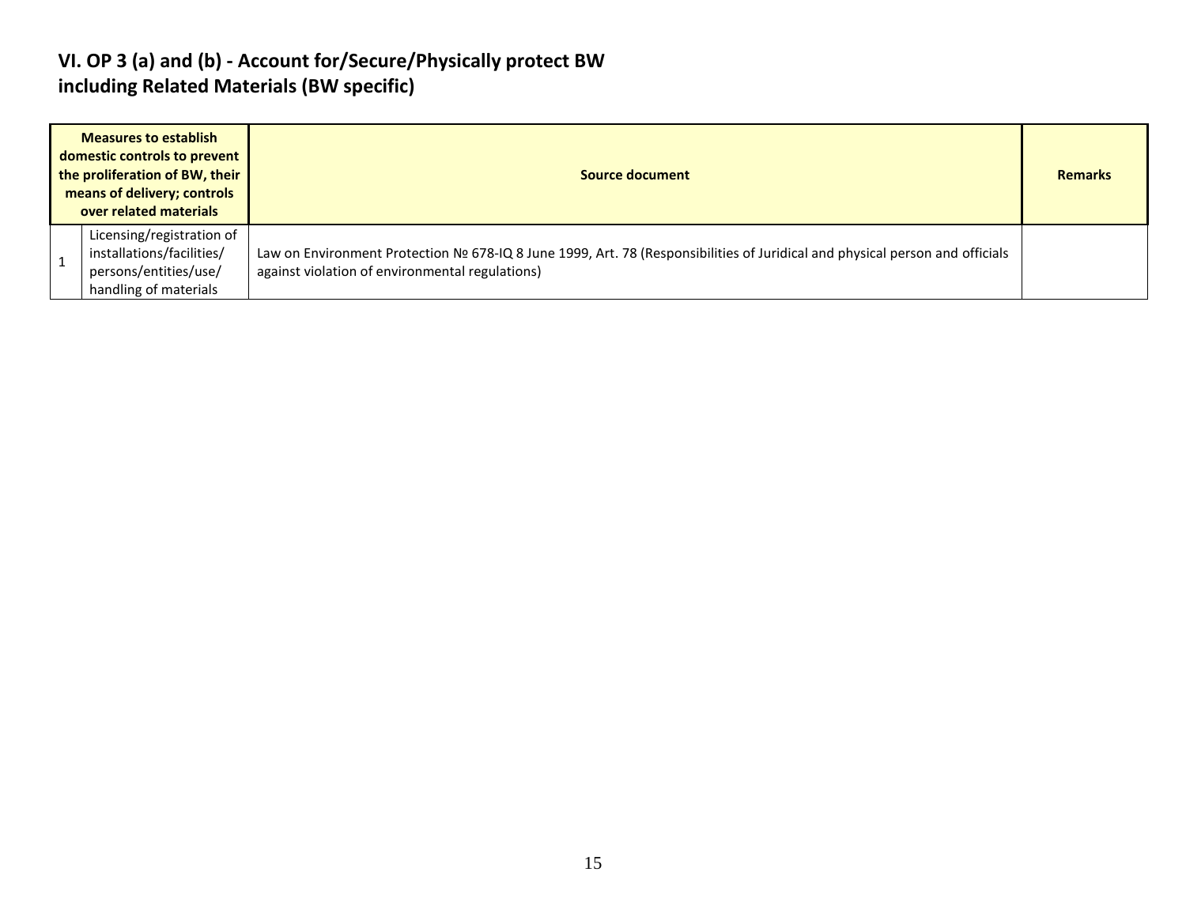## VI. OP 3 (a) and (b) - Account for/Secure/Physically protect BW including Related Materials (BW specific)

| Measures to establish domestic controls to prevent the proliferation of BW, their means of delivery; controls over related materials | | Source document | Remarks |
|---|---|---|---|
| 1 | Licensing/registration of installations/facilities/ persons/entities/use/ handling of materials | Law on Environment Protection № 678-IQ 8 June 1999, Art. 78 (Responsibilities of Juridical and physical person and officials against violation of environmental regulations) | |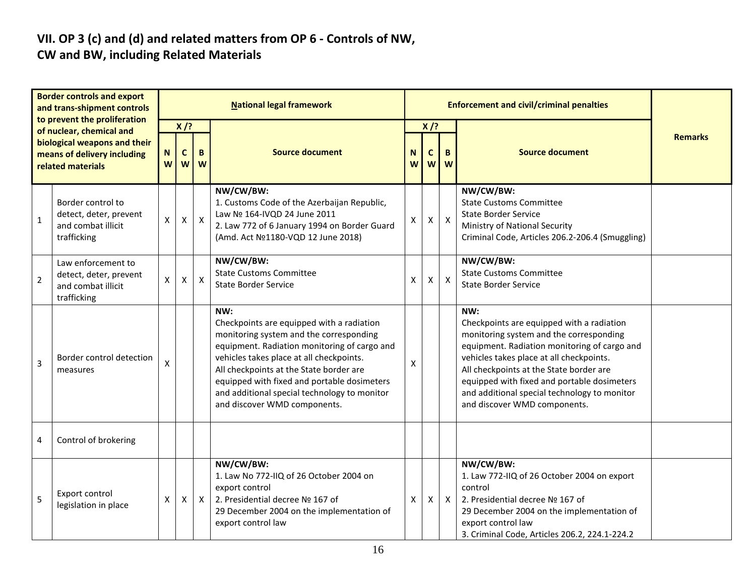## VII. OP 3 (c) and (d) and related matters from OP 6 - Controls of NW, CW and BW, including Related Materials

| | Border controls and export and trans-shipment controls to prevent the proliferation of nuclear, chemical and biological weapons and their means of delivery including related materials | National legal framework | | | | Enforcement and civil/criminal penalties | | | | Remarks |
|---|---|---|---|---|---|---|---|---|---|---|
| | | X /? | | | Source document | X /? | | | Source document | |
| | | NW | CW | BW | | NW | CW | BW | | |
| 1 | Border control to detect, deter, prevent and combat illicit trafficking | X | X | X | **NW/CW/BW:**<br>1. Customs Code of the Azerbaijan Republic, Law № 164-IVQD 24 June 2011<br>2. Law 772 of 6 January 1994 on Border Guard (Amd. Act №1180-VQD 12 June 2018) | X | X | X | **NW/CW/BW:**<br>State Customs Committee<br>State Border Service<br>Ministry of National Security<br>Criminal Code, Articles 206.2-206.4 (Smuggling) | |
| 2 | Law enforcement to detect, deter, prevent and combat illicit trafficking | X | X | X | **NW/CW/BW:**<br>State Customs Committee<br>State Border Service | X | X | X | **NW/CW/BW:**<br>State Customs Committee<br>State Border Service | |
| 3 | Border control detection measures | X | | | **NW:**<br>Checkpoints are equipped with a radiation monitoring system and the corresponding equipment. Radiation monitoring of cargo and vehicles takes place at all checkpoints.<br>All checkpoints at the State border are equipped with fixed and portable dosimeters and additional special technology to monitor and discover WMD components. | X | | | **NW:**<br>Checkpoints are equipped with a radiation monitoring system and the corresponding equipment. Radiation monitoring of cargo and vehicles takes place at all checkpoints.<br>All checkpoints at the State border are equipped with fixed and portable dosimeters and additional special technology to monitor and discover WMD components. | |
| 4 | Control of brokering | | | | | | | | | |
| 5 | Export control legislation in place | X | X | X | **NW/CW/BW:**<br>1. Law No 772-IIQ of 26 October 2004 on export control<br>2. Presidential decree № 167 of 29 December 2004 on the implementation of export control law | X | X | X | **NW/CW/BW:**<br>1. Law 772-IIQ of 26 October 2004 on export control<br>2. Presidential decree № 167 of 29 December 2004 on the implementation of export control law<br>3. Criminal Code, Articles 206.2, 224.1-224.2 | |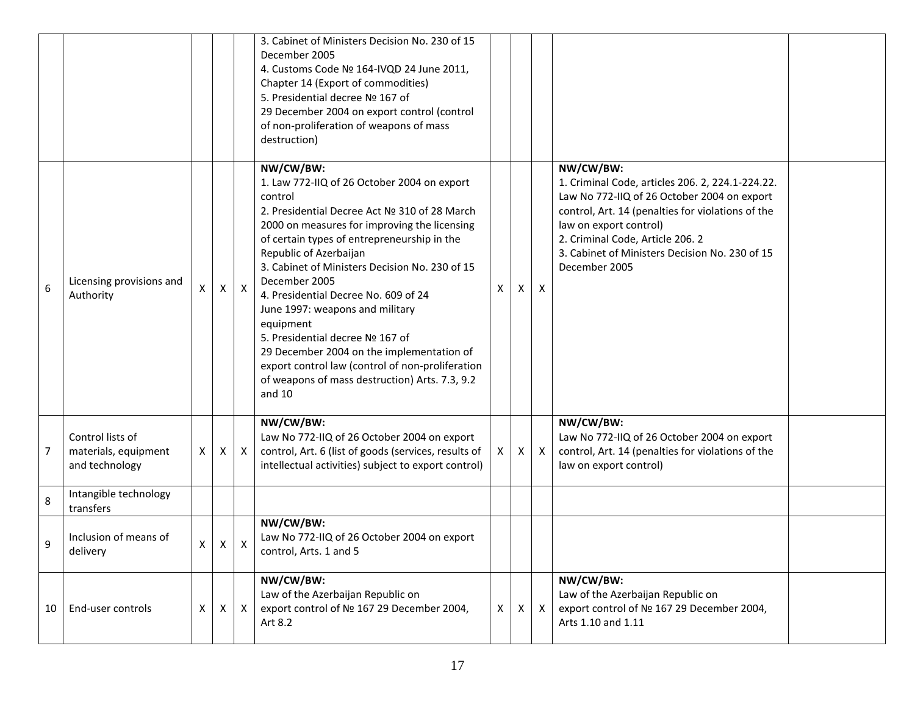| | | | | | | | | | | |
|---|---|---|---|---|---|---|---|---|---|---|
| | | | | | 3. Cabinet of Ministers Decision No. 230 of 15 December 2005<br>4. Customs Code № 164-IVQD 24 June 2011, Chapter 14 (Export of commodities)<br>5. Presidential decree № 167 of 29 December 2004 on export control (control of non-proliferation of weapons of mass destruction) | | | | | |
| 6 | Licensing provisions and Authority | X | X | X | **NW/CW/BW:**<br>1. Law 772-IIQ of 26 October 2004 on export control<br>2. Presidential Decree Act № 310 of 28 March 2000 on measures for improving the licensing of certain types of entrepreneurship in the Republic of Azerbaijan<br>3. Cabinet of Ministers Decision No. 230 of 15 December 2005<br>4. Presidential Decree No. 609 of 24 June 1997: weapons and military equipment<br>5. Presidential decree № 167 of 29 December 2004 on the implementation of export control law (control of non-proliferation of weapons of mass destruction) Arts. 7.3, 9.2 and 10 | X | X | X | **NW/CW/BW:**<br>1. Criminal Code, articles 206. 2, 224.1-224.22. Law No 772-IIQ of 26 October 2004 on export control, Art. 14 (penalties for violations of the law on export control)<br>2. Criminal Code, Article 206. 2<br>3. Cabinet of Ministers Decision No. 230 of 15 December 2005 | |
| 7 | Control lists of materials, equipment and technology | X | X | X | **NW/CW/BW:**<br>Law No 772-IIQ of 26 October 2004 on export control, Art. 6 (list of goods (services, results of intellectual activities) subject to export control) | X | X | X | **NW/CW/BW:**<br>Law No 772-IIQ of 26 October 2004 on export control, Art. 14 (penalties for violations of the law on export control) | |
| 8 | Intangible technology transfers | | | | | | | | | |
| 9 | Inclusion of means of delivery | X | X | X | **NW/CW/BW:**<br>Law No 772-IIQ of 26 October 2004 on export control, Arts. 1 and 5 | | | | | |
| 10 | End-user controls | X | X | X | **NW/CW/BW:**<br>Law of the Azerbaijan Republic on export control of № 167 29 December 2004, Art 8.2 | X | X | X | **NW/CW/BW:**<br>Law of the Azerbaijan Republic on export control of № 167 29 December 2004, Arts 1.10 and 1.11 | |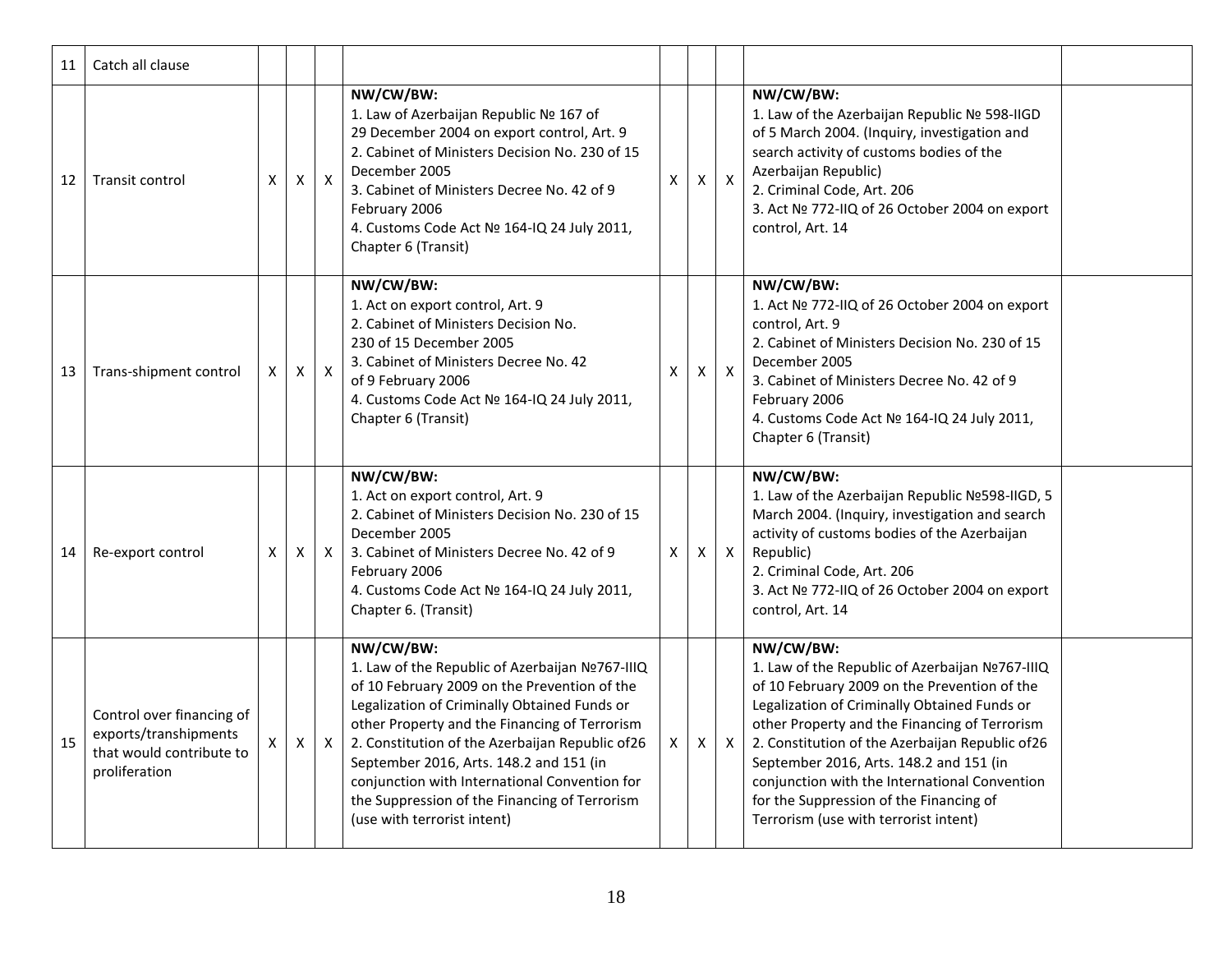| 11 | Catch all clause | | | | | | | | | |
|---|---|---|---|---|---|---|---|---|---|---|
| 12 | Transit control | X | X | X | **NW/CW/BW:**<br>1. Law of Azerbaijan Republic № 167 of 29 December 2004 on export control, Art. 9<br>2. Cabinet of Ministers Decision No. 230 of 15 December 2005<br>3. Cabinet of Ministers Decree No. 42 of 9 February 2006<br>4. Customs Code Act № 164-IQ 24 July 2011, Chapter 6 (Transit) | X | X | X | **NW/CW/BW:**<br>1. Law of the Azerbaijan Republic № 598-IIGD of 5 March 2004. (Inquiry, investigation and search activity of customs bodies of the Azerbaijan Republic)<br>2. Criminal Code, Art. 206<br>3. Act № 772-IIQ of 26 October 2004 on export control, Art. 14 | |
| 13 | Trans-shipment control | X | X | X | **NW/CW/BW:**<br>1. Act on export control, Art. 9<br>2. Cabinet of Ministers Decision No. 230 of 15 December 2005<br>3. Cabinet of Ministers Decree No. 42 of 9 February 2006<br>4. Customs Code Act № 164-IQ 24 July 2011, Chapter 6 (Transit) | X | X | X | **NW/CW/BW:**<br>1. Act № 772-IIQ of 26 October 2004 on export control, Art. 9<br>2. Cabinet of Ministers Decision No. 230 of 15 December 2005<br>3. Cabinet of Ministers Decree No. 42 of 9 February 2006<br>4. Customs Code Act № 164-IQ 24 July 2011, Chapter 6 (Transit) | |
| 14 | Re-export control | X | X | X | **NW/CW/BW:**<br>1. Act on export control, Art. 9<br>2. Cabinet of Ministers Decision No. 230 of 15 December 2005<br>3. Cabinet of Ministers Decree No. 42 of 9 February 2006<br>4. Customs Code Act № 164-IQ 24 July 2011, Chapter 6. (Transit) | X | X | X | **NW/CW/BW:**<br>1. Law of the Azerbaijan Republic №598-IIGD, 5 March 2004. (Inquiry, investigation and search activity of customs bodies of the Azerbaijan Republic)<br>2. Criminal Code, Art. 206<br>3. Act № 772-IIQ of 26 October 2004 on export control, Art. 14 | |
| 15 | Control over financing of exports/transhipments that would contribute to proliferation | X | X | X | **NW/CW/BW:**<br>1. Law of the Republic of Azerbaijan №767-IIIQ of 10 February 2009 on the Prevention of the Legalization of Criminally Obtained Funds or other Property and the Financing of Terrorism<br>2. Constitution of the Azerbaijan Republic of26 September 2016, Arts. 148.2 and 151 (in conjunction with International Convention for the Suppression of the Financing of Terrorism (use with terrorist intent) | X | X | X | **NW/CW/BW:**<br>1. Law of the Republic of Azerbaijan №767-IIIQ of 10 February 2009 on the Prevention of the Legalization of Criminally Obtained Funds or other Property and the Financing of Terrorism<br>2. Constitution of the Azerbaijan Republic of26 September 2016, Arts. 148.2 and 151 (in conjunction with the International Convention for the Suppression of the Financing of Terrorism (use with terrorist intent) | |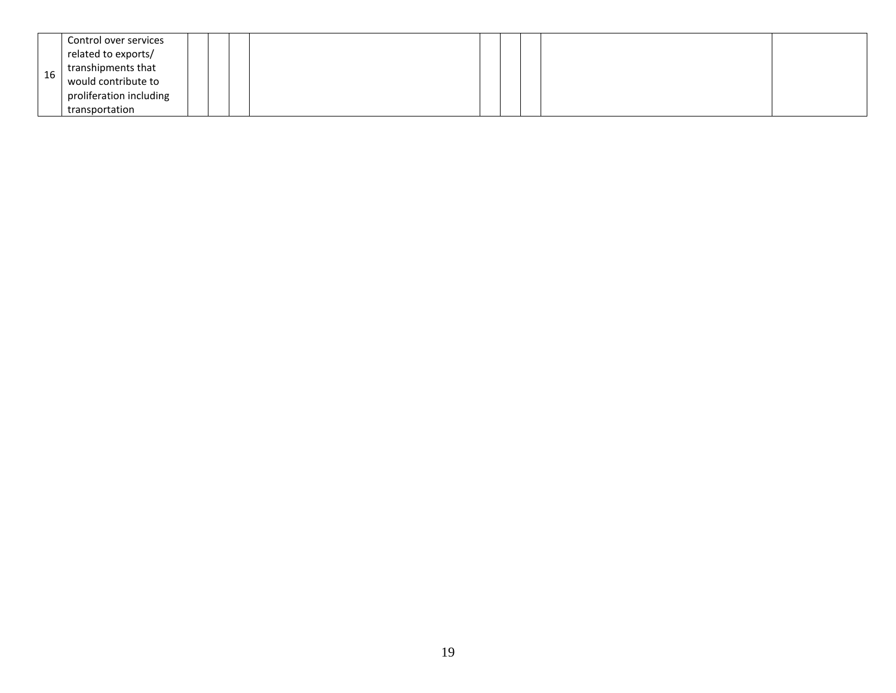| | | | | | | | | | | |
|---|---|---|---|---|---|---|---|---|---|---|
| 16 | Control over services related to exports/ transhipments that would contribute to proliferation including transportation | | | | | | | | | |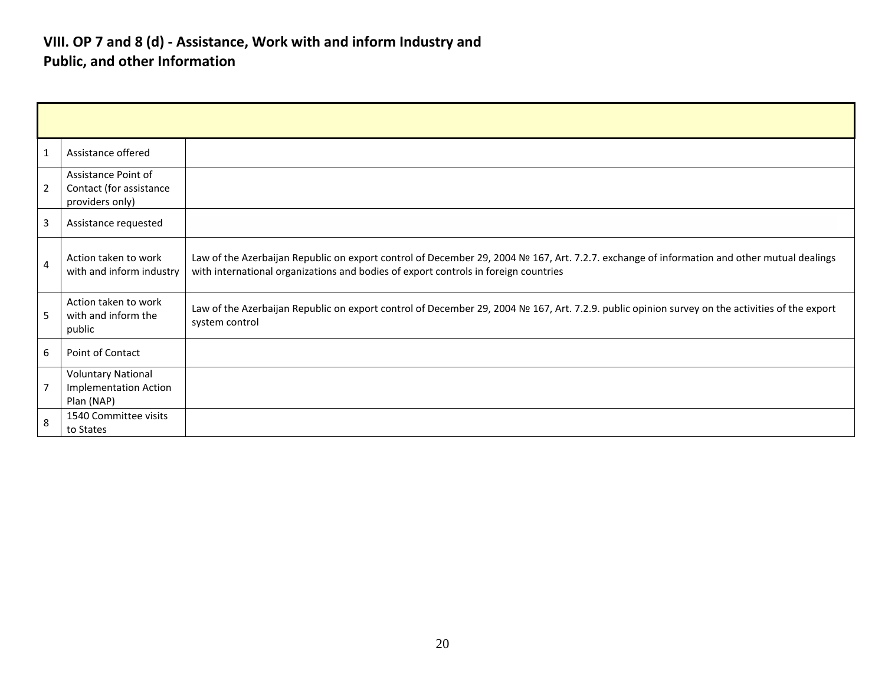## VIII. OP 7 and 8 (d) - Assistance, Work with and inform Industry and Public, and other Information

| | | |
|---|---|---|
| 1 | Assistance offered | |
| 2 | Assistance Point of Contact (for assistance providers only) | |
| 3 | Assistance requested | |
| 4 | Action taken to work with and inform industry | Law of the Azerbaijan Republic on export control of December 29, 2004 № 167, Art. 7.2.7. exchange of information and other mutual dealings with international organizations and bodies of export controls in foreign countries |
| 5 | Action taken to work with and inform the public | Law of the Azerbaijan Republic on export control of December 29, 2004 № 167, Art. 7.2.9. public opinion survey on the activities of the export system control |
| 6 | Point of Contact | |
| 7 | Voluntary National Implementation Action Plan (NAP) | |
| 8 | 1540 Committee visits to States | |